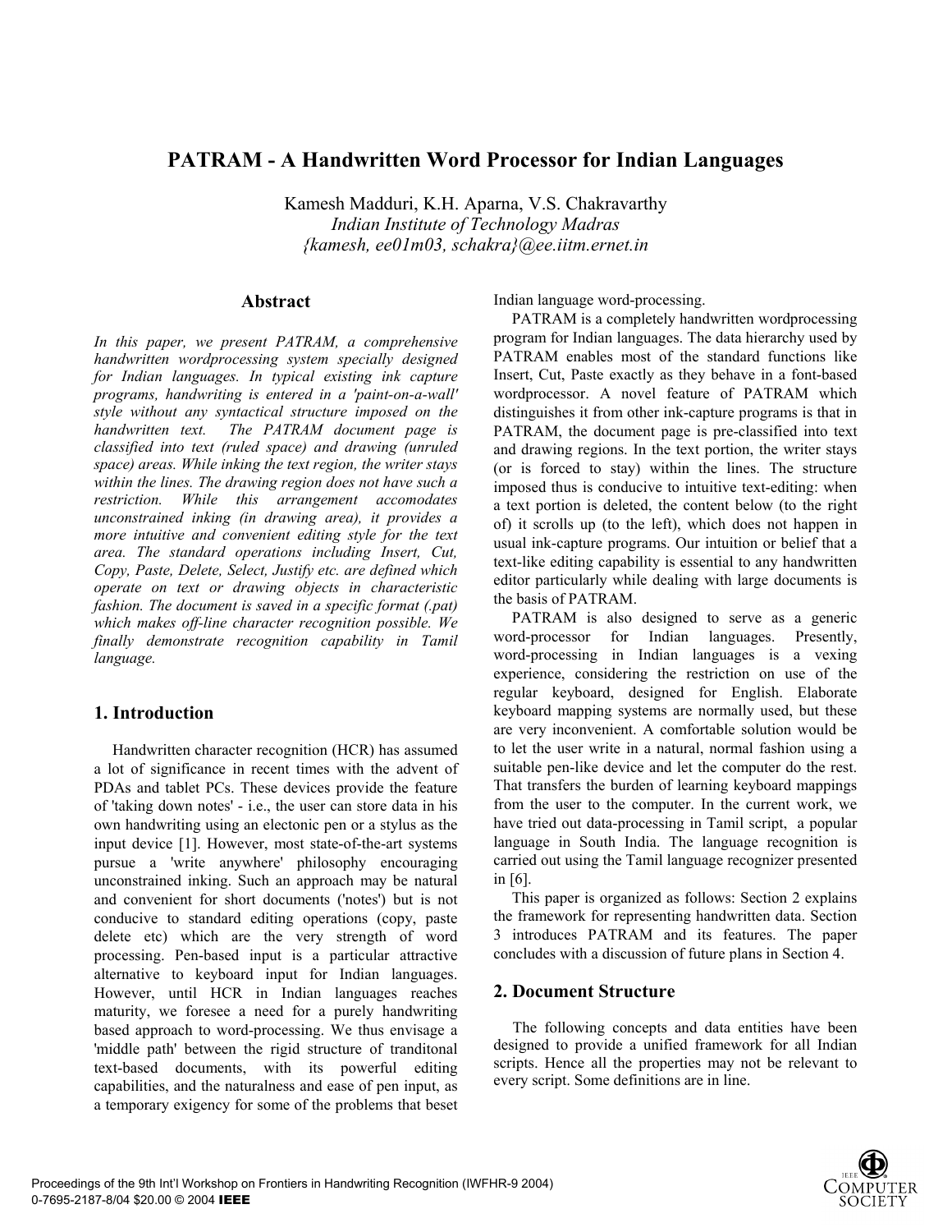# PATRAM - A Handwritten Word Processor for Indian Languages

Kamesh Madduri, K.H. Aparna, V.S. Chakravarthy
*Indian Institute of Technology Madras*
*{kamesh, ee01m03, schakra}@ee.iitm.ernet.in*

## Abstract

*In this paper, we present PATRAM, a comprehensive handwritten wordprocessing system specially designed for Indian languages. In typical existing ink capture programs, handwriting is entered in a 'paint-on-a-wall' style without any syntactical structure imposed on the handwritten text. The PATRAM document page is classified into text (ruled space) and drawing (unruled space) areas. While inking the text region, the writer stays within the lines. The drawing region does not have such a restriction. While this arrangement accomodates unconstrained inking (in drawing area), it provides a more intuitive and convenient editing style for the text area. The standard operations including Insert, Cut, Copy, Paste, Delete, Select, Justify etc. are defined which operate on text or drawing objects in characteristic fashion. The document is saved in a specific format (.pat) which makes off-line character recognition possible. We finally demonstrate recognition capability in Tamil language.*

## 1. Introduction

Handwritten character recognition (HCR) has assumed a lot of significance in recent times with the advent of PDAs and tablet PCs. These devices provide the feature of 'taking down notes' - i.e., the user can store data in his own handwriting using an electonic pen or a stylus as the input device [1]. However, most state-of-the-art systems pursue a 'write anywhere' philosophy encouraging unconstrained inking. Such an approach may be natural and convenient for short documents ('notes') but is not conducive to standard editing operations (copy, paste delete etc) which are the very strength of word processing. Pen-based input is a particular attractive alternative to keyboard input for Indian languages. However, until HCR in Indian languages reaches maturity, we foresee a need for a purely handwriting based approach to word-processing. We thus envisage a 'middle path' between the rigid structure of tranditonal text-based documents, with its powerful editing capabilities, and the naturalness and ease of pen input, as a temporary exigency for some of the problems that beset Indian language word-processing.

PATRAM is a completely handwritten wordprocessing program for Indian languages. The data hierarchy used by PATRAM enables most of the standard functions like Insert, Cut, Paste exactly as they behave in a font-based wordprocessor. A novel feature of PATRAM which distinguishes it from other ink-capture programs is that in PATRAM, the document page is pre-classified into text and drawing regions. In the text portion, the writer stays (or is forced to stay) within the lines. The structure imposed thus is conducive to intuitive text-editing: when a text portion is deleted, the content below (to the right of) it scrolls up (to the left), which does not happen in usual ink-capture programs. Our intuition or belief that a text-like editing capability is essential to any handwritten editor particularly while dealing with large documents is the basis of PATRAM.

PATRAM is also designed to serve as a generic word-processor for Indian languages. Presently, word-processing in Indian languages is a vexing experience, considering the restriction on use of the regular keyboard, designed for English. Elaborate keyboard mapping systems are normally used, but these are very inconvenient. A comfortable solution would be to let the user write in a natural, normal fashion using a suitable pen-like device and let the computer do the rest. That transfers the burden of learning keyboard mappings from the user to the computer. In the current work, we have tried out data-processing in Tamil script, a popular language in South India. The language recognition is carried out using the Tamil language recognizer presented in [6].

This paper is organized as follows: Section 2 explains the framework for representing handwritten data. Section 3 introduces PATRAM and its features. The paper concludes with a discussion of future plans in Section 4.

## 2. Document Structure

The following concepts and data entities have been designed to provide a unified framework for all Indian scripts. Hence all the properties may not be relevant to every script. Some definitions are in line.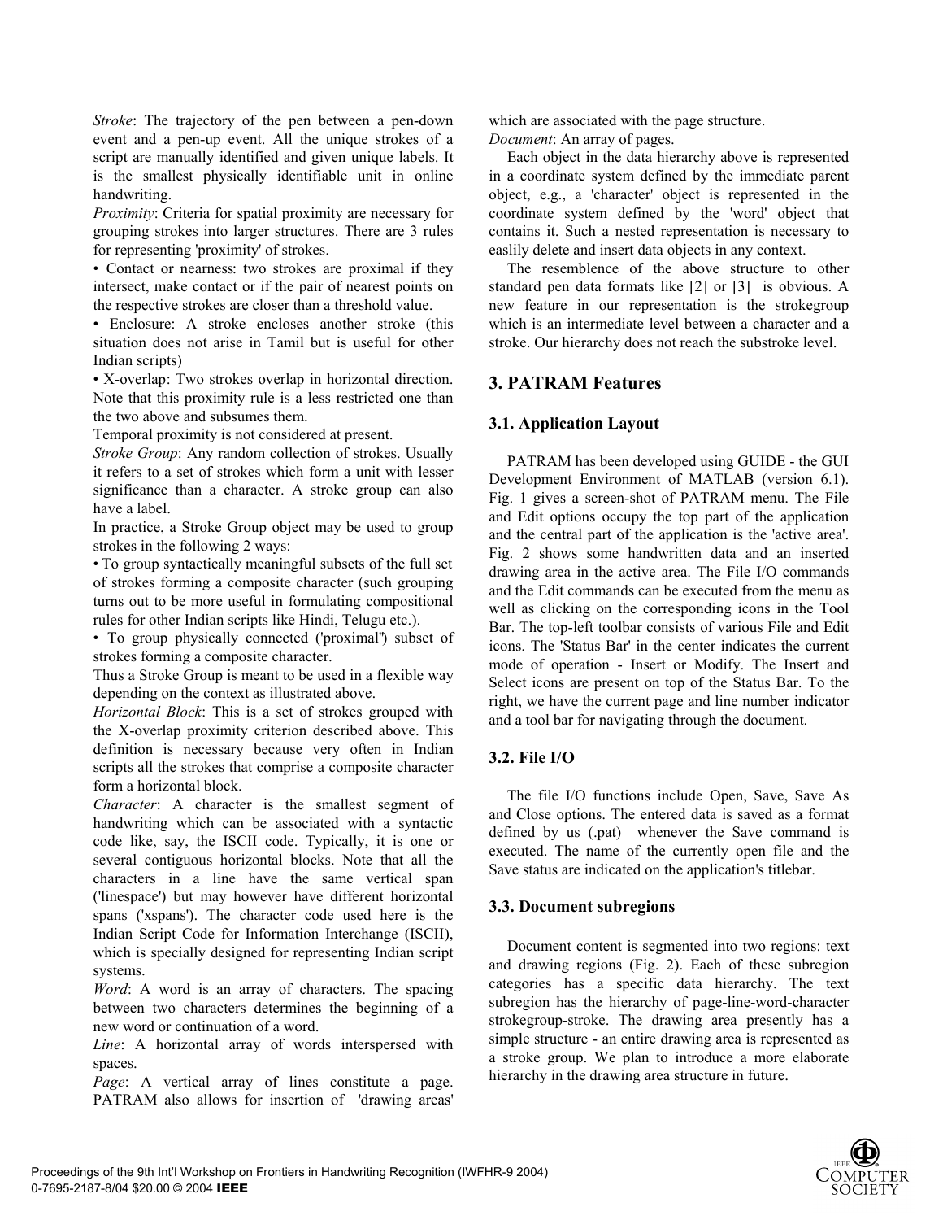*Stroke*: The trajectory of the pen between a pen-down event and a pen-up event. All the unique strokes of a script are manually identified and given unique labels. It is the smallest physically identifiable unit in online handwriting.

*Proximity*: Criteria for spatial proximity are necessary for grouping strokes into larger structures. There are 3 rules for representing 'proximity' of strokes.

• Contact or nearness: two strokes are proximal if they intersect, make contact or if the pair of nearest points on the respective strokes are closer than a threshold value.

• Enclosure: A stroke encloses another stroke (this situation does not arise in Tamil but is useful for other Indian scripts)

• X-overlap: Two strokes overlap in horizontal direction. Note that this proximity rule is a less restricted one than the two above and subsumes them.

Temporal proximity is not considered at present.

*Stroke Group*: Any random collection of strokes. Usually it refers to a set of strokes which form a unit with lesser significance than a character. A stroke group can also have a label.

In practice, a Stroke Group object may be used to group strokes in the following 2 ways:

• To group syntactically meaningful subsets of the full set of strokes forming a composite character (such grouping turns out to be more useful in formulating compositional rules for other Indian scripts like Hindi, Telugu etc.).

• To group physically connected ('proximal'') subset of strokes forming a composite character.

Thus a Stroke Group is meant to be used in a flexible way depending on the context as illustrated above.

*Horizontal Block*: This is a set of strokes grouped with the X-overlap proximity criterion described above. This definition is necessary because very often in Indian scripts all the strokes that comprise a composite character form a horizontal block.

*Character*: A character is the smallest segment of handwriting which can be associated with a syntactic code like, say, the ISCII code. Typically, it is one or several contiguous horizontal blocks. Note that all the characters in a line have the same vertical span ('linespace') but may however have different horizontal spans ('xspans'). The character code used here is the Indian Script Code for Information Interchange (ISCII), which is specially designed for representing Indian script systems.

*Word*: A word is an array of characters. The spacing between two characters determines the beginning of a new word or continuation of a word.

*Line*: A horizontal array of words interspersed with spaces.

*Page*: A vertical array of lines constitute a page. PATRAM also allows for insertion of 'drawing areas' which are associated with the page structure.

*Document*: An array of pages.

Each object in the data hierarchy above is represented in a coordinate system defined by the immediate parent object, e.g., a 'character' object is represented in the coordinate system defined by the 'word' object that contains it. Such a nested representation is necessary to easlily delete and insert data objects in any context.

The resemblence of the above structure to other standard pen data formats like [2] or [3] is obvious. A new feature in our representation is the strokegroup which is an intermediate level between a character and a stroke. Our hierarchy does not reach the substroke level.

## 3. PATRAM Features

### 3.1. Application Layout

PATRAM has been developed using GUIDE - the GUI Development Environment of MATLAB (version 6.1). Fig. 1 gives a screen-shot of PATRAM menu. The File and Edit options occupy the top part of the application and the central part of the application is the 'active area'. Fig. 2 shows some handwritten data and an inserted drawing area in the active area. The File I/O commands and the Edit commands can be executed from the menu as well as clicking on the corresponding icons in the Tool Bar. The top-left toolbar consists of various File and Edit icons. The 'Status Bar' in the center indicates the current mode of operation - Insert or Modify. The Insert and Select icons are present on top of the Status Bar. To the right, we have the current page and line number indicator and a tool bar for navigating through the document.

### 3.2. File I/O

The file I/O functions include Open, Save, Save As and Close options. The entered data is saved as a format defined by us (.pat) whenever the Save command is executed. The name of the currently open file and the Save status are indicated on the application's titlebar.

### 3.3. Document subregions

Document content is segmented into two regions: text and drawing regions (Fig. 2). Each of these subregion categories has a specific data hierarchy. The text subregion has the hierarchy of page-line-word-character strokegroup-stroke. The drawing area presently has a simple structure - an entire drawing area is represented as a stroke group. We plan to introduce a more elaborate hierarchy in the drawing area structure in future.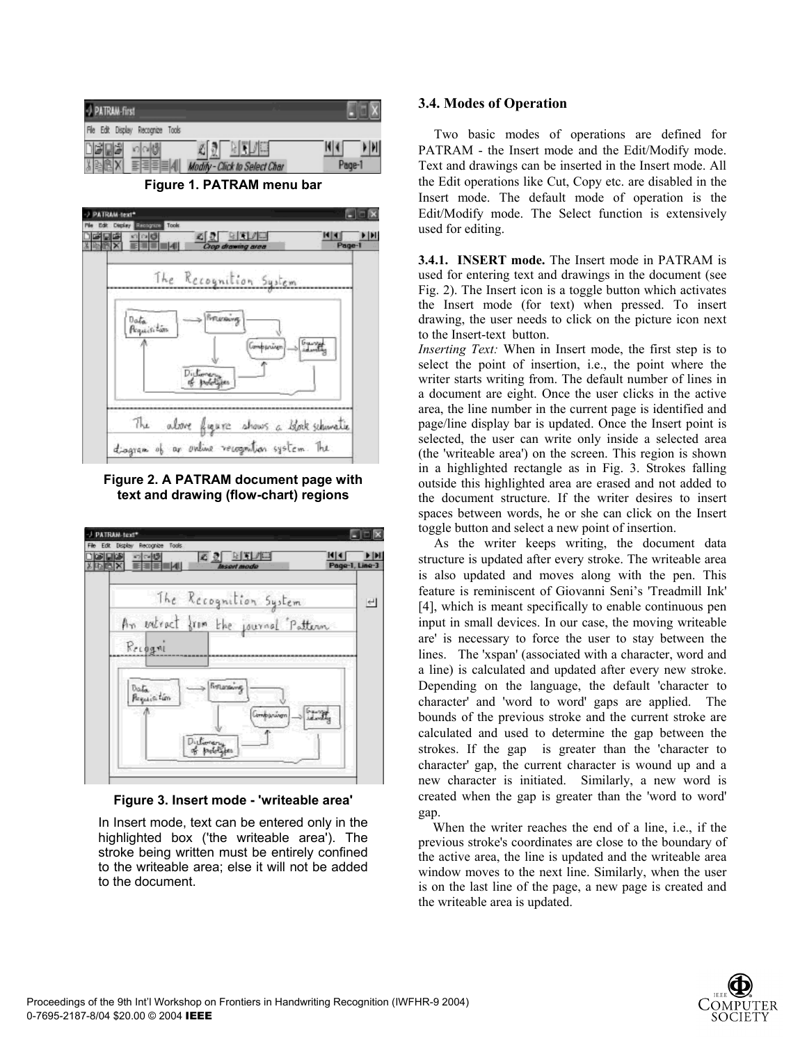Figure 1. PATRAM menu bar

Figure 2. A PATRAM document page with text and drawing (flow-chart) regions

Figure 3. Insert mode - 'writeable area'

In Insert mode, text can be entered only in the highlighted box ('the writeable area'). The stroke being written must be entirely confined to the writeable area; else it will not be added to the document.

### 3.4. Modes of Operation

Two basic modes of operations are defined for PATRAM - the Insert mode and the Edit/Modify mode. Text and drawings can be inserted in the Insert mode. All the Edit operations like Cut, Copy etc. are disabled in the Insert mode. The default mode of operation is the Edit/Modify mode. The Select function is extensively used for editing.

**3.4.1. INSERT mode.** The Insert mode in PATRAM is used for entering text and drawings in the document (see Fig. 2). The Insert icon is a toggle button which activates the Insert mode (for text) when pressed. To insert drawing, the user needs to click on the picture icon next to the Insert-text button.

*Inserting Text:* When in Insert mode, the first step is to select the point of insertion, i.e., the point where the writer starts writing from. The default number of lines in a document are eight. Once the user clicks in the active area, the line number in the current page is identified and page/line display bar is updated. Once the Insert point is selected, the user can write only inside a selected area (the 'writeable area') on the screen. This region is shown in a highlighted rectangle as in Fig. 3. Strokes falling outside this highlighted area are erased and not added to the document structure. If the writer desires to insert spaces between words, he or she can click on the Insert toggle button and select a new point of insertion.

As the writer keeps writing, the document data structure is updated after every stroke. The writeable area is also updated and moves along with the pen. This feature is reminiscent of Giovanni Seni's 'Treadmill Ink' [4], which is meant specifically to enable continuous pen input in small devices. In our case, the moving writeable are' is necessary to force the user to stay between the lines. The 'xspan' (associated with a character, word and a line) is calculated and updated after every new stroke. Depending on the language, the default 'character to character' and 'word to word' gaps are applied. The bounds of the previous stroke and the current stroke are calculated and used to determine the gap between the strokes. If the gap is greater than the 'character to character' gap, the current character is wound up and a new character is initiated. Similarly, a new word is created when the gap is greater than the 'word to word' gap.

When the writer reaches the end of a line, i.e., if the previous stroke's coordinates are close to the boundary of the active area, the line is updated and the writeable area window moves to the next line. Similarly, when the user is on the last line of the page, a new page is created and the writeable area is updated.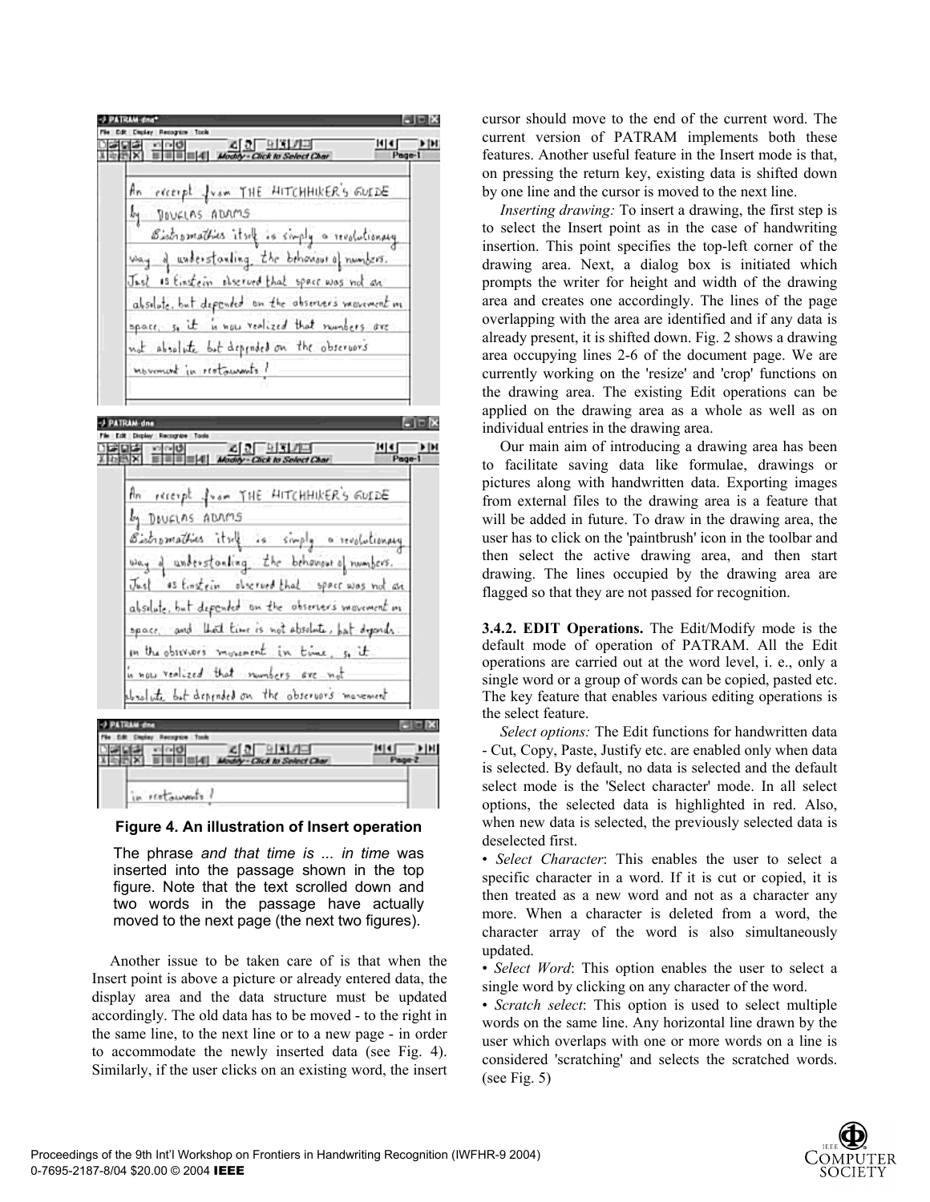**Figure 4. An illustration of Insert operation**

The phrase *and that time is ... in time* was inserted into the passage shown in the top figure. Note that the text scrolled down and two words in the passage have actually moved to the next page (the next two figures).

Another issue to be taken care of is that when the Insert point is above a picture or already entered data, the display area and the data structure must be updated accordingly. The old data has to be moved - to the right in the same line, to the next line or to a new page - in order to accommodate the newly inserted data (see Fig. 4). Similarly, if the user clicks on an existing word, the insert cursor should move to the end of the current word. The current version of PATRAM implements both these features. Another useful feature in the Insert mode is that, on pressing the return key, existing data is shifted down by one line and the cursor is moved to the next line.

*Inserting drawing:* To insert a drawing, the first step is to select the Insert point as in the case of handwriting insertion. This point specifies the top-left corner of the drawing area. Next, a dialog box is initiated which prompts the writer for height and width of the drawing area and creates one accordingly. The lines of the page overlapping with the area are identified and if any data is already present, it is shifted down. Fig. 2 shows a drawing area occupying lines 2-6 of the document page. We are currently working on the 'resize' and 'crop' functions on the drawing area. The existing Edit operations can be applied on the drawing area as a whole as well as on individual entries in the drawing area.

Our main aim of introducing a drawing area has been to facilitate saving data like formulae, drawings or pictures along with handwritten data. Exporting images from external files to the drawing area is a feature that will be added in future. To draw in the drawing area, the user has to click on the 'paintbrush' icon in the toolbar and then select the active drawing area, and then start drawing. The lines occupied by the drawing area are flagged so that they are not passed for recognition.

**3.4.2. EDIT Operations.** The Edit/Modify mode is the default mode of operation of PATRAM. All the Edit operations are carried out at the word level, i. e., only a single word or a group of words can be copied, pasted etc. The key feature that enables various editing operations is the select feature.

*Select options:* The Edit functions for handwritten data - Cut, Copy, Paste, Justify etc. are enabled only when data is selected. By default, no data is selected and the default select mode is the 'Select character' mode. In all select options, the selected data is highlighted in red. Also, when new data is selected, the previously selected data is deselected first.

- *Select Character*: This enables the user to select a specific character in a word. If it is cut or copied, it is then treated as a new word and not as a character any more. When a character is deleted from a word, the character array of the word is also simultaneously updated.
- *Select Word*: This option enables the user to select a single word by clicking on any character of the word.
- *Scratch select*: This option is used to select multiple words on the same line. Any horizontal line drawn by the user which overlaps with one or more words on a line is considered 'scratching' and selects the scratched words. (see Fig. 5)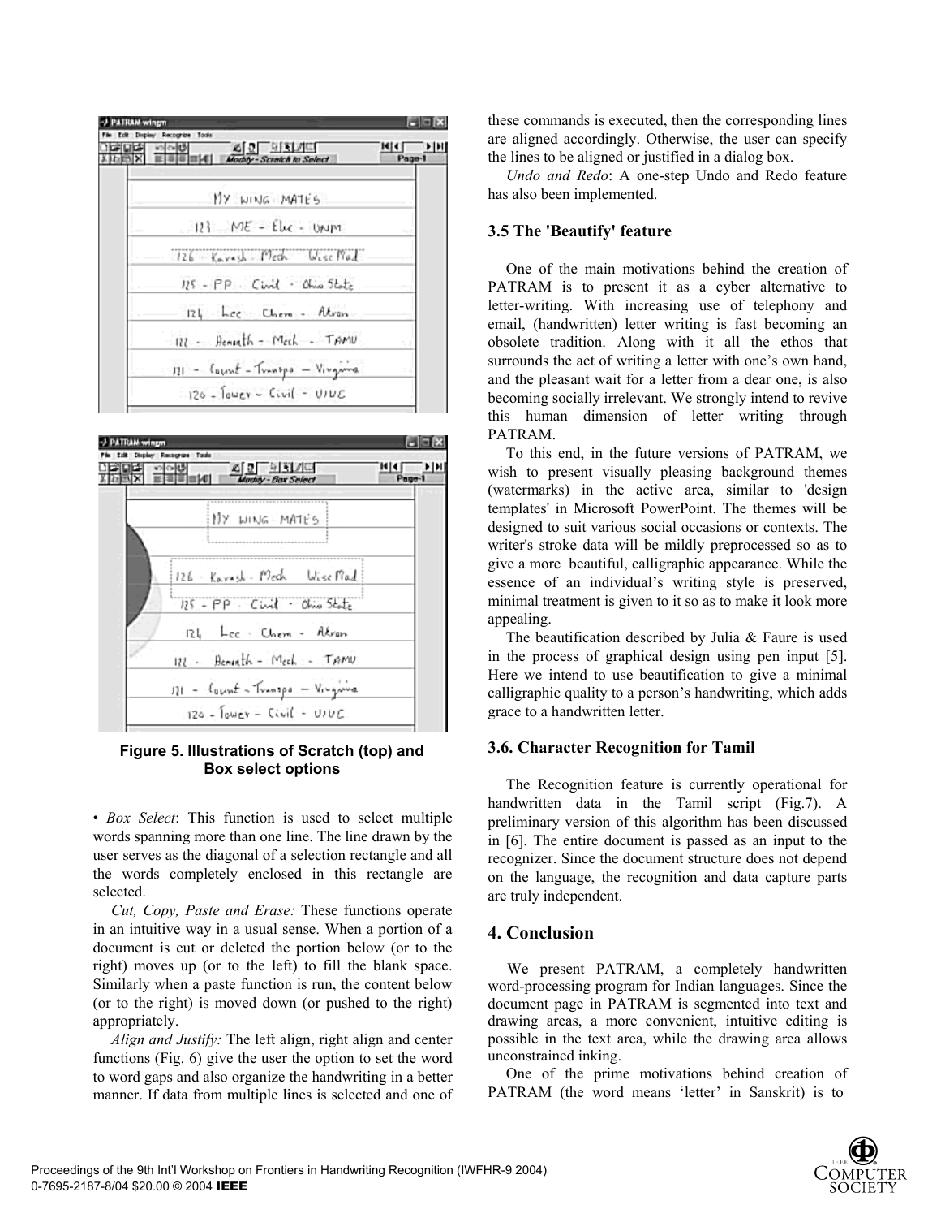Figure 5. Illustrations of Scratch (top) and Box select options

• *Box Select*: This function is used to select multiple words spanning more than one line. The line drawn by the user serves as the diagonal of a selection rectangle and all the words completely enclosed in this rectangle are selected.

*Cut, Copy, Paste and Erase:* These functions operate in an intuitive way in a usual sense. When a portion of a document is cut or deleted the portion below (or to the right) moves up (or to the left) to fill the blank space. Similarly when a paste function is run, the content below (or to the right) is moved down (or pushed to the right) appropriately.

*Align and Justify:* The left align, right align and center functions (Fig. 6) give the user the option to set the word to word gaps and also organize the handwriting in a better manner. If data from multiple lines is selected and one of these commands is executed, then the corresponding lines are aligned accordingly. Otherwise, the user can specify the lines to be aligned or justified in a dialog box.

*Undo and Redo*: A one-step Undo and Redo feature has also been implemented.

### 3.5 The 'Beautify' feature

One of the main motivations behind the creation of PATRAM is to present it as a cyber alternative to letter-writing. With increasing use of telephony and email, (handwritten) letter writing is fast becoming an obsolete tradition. Along with it all the ethos that surrounds the act of writing a letter with one's own hand, and the pleasant wait for a letter from a dear one, is also becoming socially irrelevant. We strongly intend to revive this human dimension of letter writing through PATRAM.

To this end, in the future versions of PATRAM, we wish to present visually pleasing background themes (watermarks) in the active area, similar to 'design templates' in Microsoft PowerPoint. The themes will be designed to suit various social occasions or contexts. The writer's stroke data will be mildly preprocessed so as to give a more beautiful, calligraphic appearance. While the essence of an individual's writing style is preserved, minimal treatment is given to it so as to make it look more appealing.

The beautification described by Julia & Faure is used in the process of graphical design using pen input [5]. Here we intend to use beautification to give a minimal calligraphic quality to a person's handwriting, which adds grace to a handwritten letter.

### 3.6. Character Recognition for Tamil

The Recognition feature is currently operational for handwritten data in the Tamil script (Fig.7). A preliminary version of this algorithm has been discussed in [6]. The entire document is passed as an input to the recognizer. Since the document structure does not depend on the language, the recognition and data capture parts are truly independent.

## 4. Conclusion

We present PATRAM, a completely handwritten word-processing program for Indian languages. Since the document page in PATRAM is segmented into text and drawing areas, a more convenient, intuitive editing is possible in the text area, while the drawing area allows unconstrained inking.

One of the prime motivations behind creation of PATRAM (the word means 'letter' in Sanskrit) is to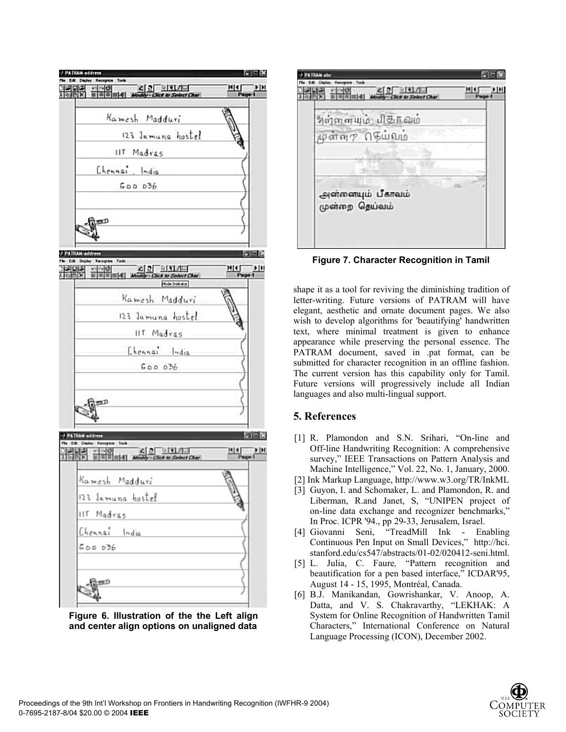Figure 6. Illustration of the the Left align and center align options on unaligned data

Figure 7. Character Recognition in Tamil

shape it as a tool for reviving the diminishing tradition of letter-writing. Future versions of PATRAM will have elegant, aesthetic and ornate document pages. We also wish to develop algorithms for 'beautifying' handwritten text, where minimal treatment is given to enhance appearance while preserving the personal essence. The PATRAM document, saved in .pat format, can be submitted for character recognition in an offline fashion. The current version has this capability only for Tamil. Future versions will progressively include all Indian languages and also multi-lingual support.

## 5. References

[1] R. Plamondon and S.N. Srihari, "On-line and Off-line Handwriting Recognition: A comprehensive survey," IEEE Transactions on Pattern Analysis and Machine Intelligence," Vol. 22, No. 1, January, 2000.

[2] Ink Markup Language, http://www.w3.org/TR/InkML

[3] Guyon, I. and Schomaker, L. and Plamondon, R. and Liberman, R.and Janet, S, "UNIPEN project of on-line data exchange and recognizer benchmarks," In Proc. ICPR '94., pp 29-33, Jerusalem, Israel.

[4] Giovanni Seni, "TreadMill Ink - Enabling Continuous Pen Input on Small Devices," http://hci.stanford.edu/cs547/abstracts/01-02/020412-seni.html.

[5] L. Julia, C. Faure, "Pattern recognition and beautification for a pen based interface," ICDAR'95, August 14 - 15, 1995, Montréal, Canada.

[6] B.J. Manikandan, Gowrishankar, V. Anoop, A. Datta, and V. S. Chakravarthy, "LEKHAK: A System for Online Recognition of Handwritten Tamil Characters," International Conference on Natural Language Processing (ICON), December 2002.